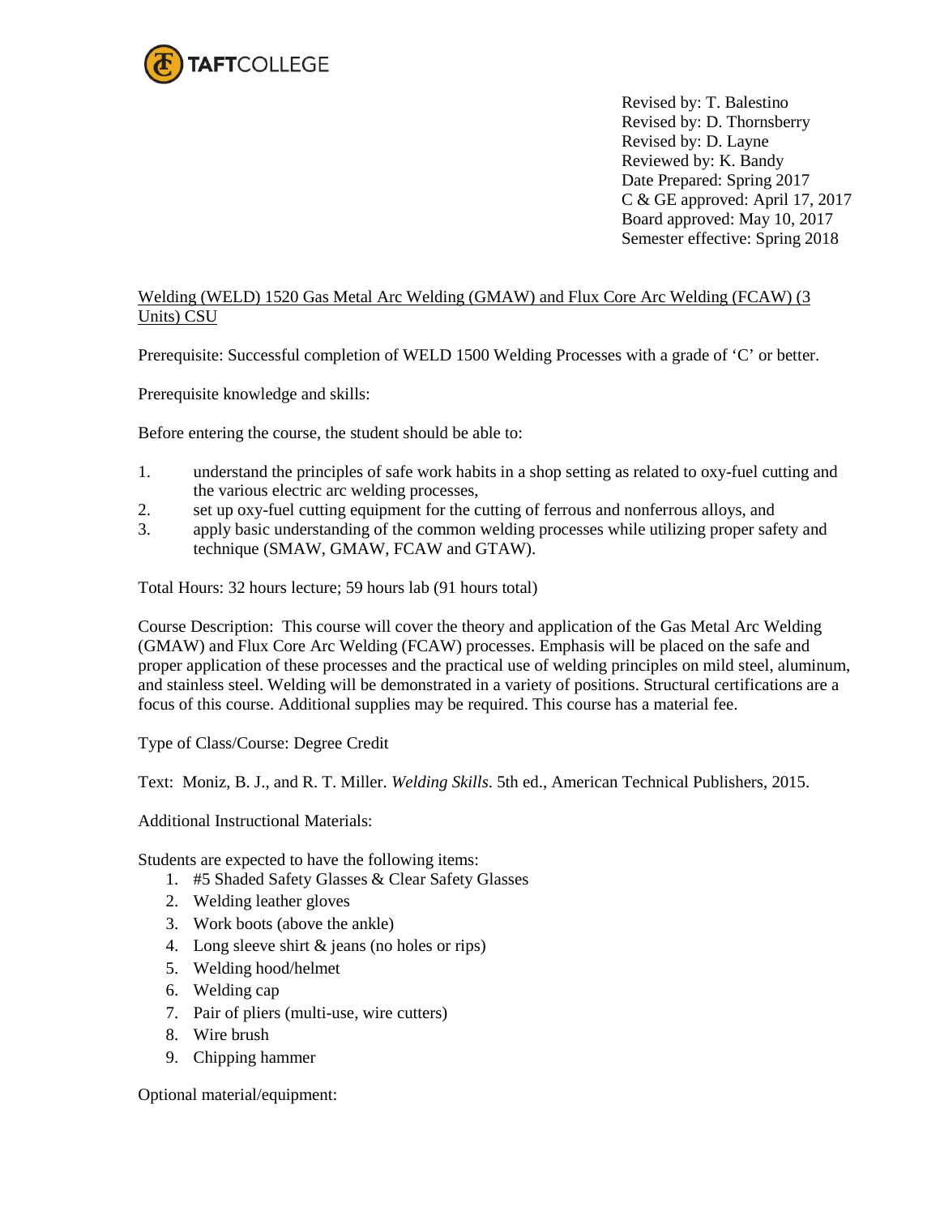TAFTCOLLEGE

Revised by: T. Balestino
Revised by: D. Thornsberry
Revised by: D. Layne
Reviewed by: K. Bandy
Date Prepared: Spring 2017
C & GE approved: April 17, 2017
Board approved: May 10, 2017
Semester effective: Spring 2018

Welding (WELD) 1520 Gas Metal Arc Welding (GMAW) and Flux Core Arc Welding (FCAW) (3 Units) CSU

Prerequisite: Successful completion of WELD 1500 Welding Processes with a grade of 'C' or better.

Prerequisite knowledge and skills:

Before entering the course, the student should be able to:

1. understand the principles of safe work habits in a shop setting as related to oxy-fuel cutting and the various electric arc welding processes,
2. set up oxy-fuel cutting equipment for the cutting of ferrous and nonferrous alloys, and
3. apply basic understanding of the common welding processes while utilizing proper safety and technique (SMAW, GMAW, FCAW and GTAW).

Total Hours: 32 hours lecture; 59 hours lab (91 hours total)

Course Description: This course will cover the theory and application of the Gas Metal Arc Welding (GMAW) and Flux Core Arc Welding (FCAW) processes. Emphasis will be placed on the safe and proper application of these processes and the practical use of welding principles on mild steel, aluminum, and stainless steel. Welding will be demonstrated in a variety of positions. Structural certifications are a focus of this course. Additional supplies may be required. This course has a material fee.

Type of Class/Course: Degree Credit

Text: Moniz, B. J., and R. T. Miller. *Welding Skills*. 5th ed., American Technical Publishers, 2015.

Additional Instructional Materials:

Students are expected to have the following items:

1. #5 Shaded Safety Glasses & Clear Safety Glasses
2. Welding leather gloves
3. Work boots (above the ankle)
4. Long sleeve shirt & jeans (no holes or rips)
5. Welding hood/helmet
6. Welding cap
7. Pair of pliers (multi-use, wire cutters)
8. Wire brush
9. Chipping hammer

Optional material/equipment: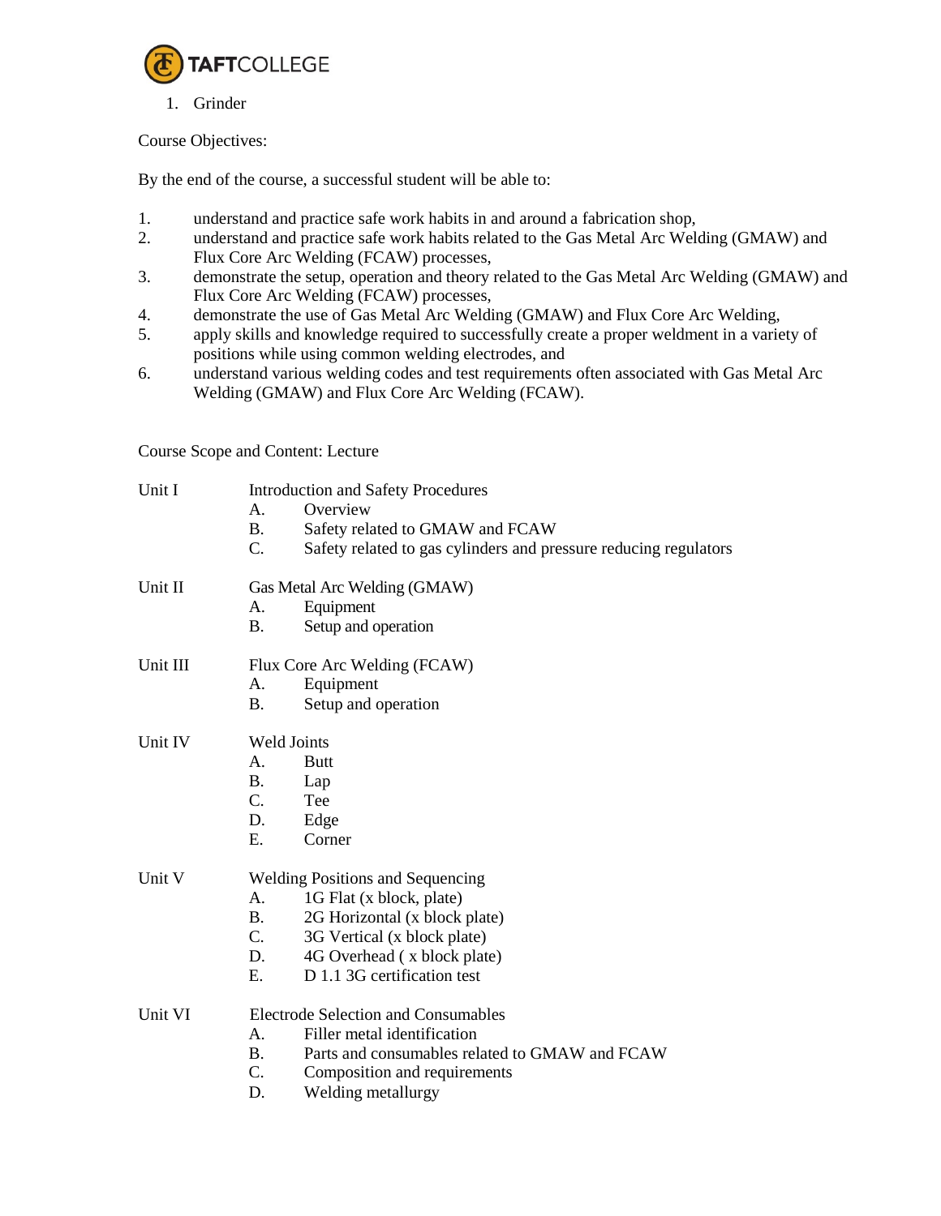1. Grinder

Course Objectives:

By the end of the course, a successful student will be able to:

1. understand and practice safe work habits in and around a fabrication shop,
2. understand and practice safe work habits related to the Gas Metal Arc Welding (GMAW) and Flux Core Arc Welding (FCAW) processes,
3. demonstrate the setup, operation and theory related to the Gas Metal Arc Welding (GMAW) and Flux Core Arc Welding (FCAW) processes,
4. demonstrate the use of Gas Metal Arc Welding (GMAW) and Flux Core Arc Welding,
5. apply skills and knowledge required to successfully create a proper weldment in a variety of positions while using common welding electrodes, and
6. understand various welding codes and test requirements often associated with Gas Metal Arc Welding (GMAW) and Flux Core Arc Welding (FCAW).

Course Scope and Content: Lecture

Unit I — Introduction and Safety Procedures

- A. Overview
- B. Safety related to GMAW and FCAW
- C. Safety related to gas cylinders and pressure reducing regulators

Unit II — Gas Metal Arc Welding (GMAW)

- A. Equipment
- B. Setup and operation

Unit III — Flux Core Arc Welding (FCAW)

- A. Equipment
- B. Setup and operation

Unit IV — Weld Joints

- A. Butt
- B. Lap
- C. Tee
- D. Edge
- E. Corner

Unit V — Welding Positions and Sequencing

- A. 1G Flat (x block, plate)
- B. 2G Horizontal (x block plate)
- C. 3G Vertical (x block plate)
- D. 4G Overhead ( x block plate)
- E. D 1.1 3G certification test

Unit VI — Electrode Selection and Consumables

- A. Filler metal identification
- B. Parts and consumables related to GMAW and FCAW
- C. Composition and requirements
- D. Welding metallurgy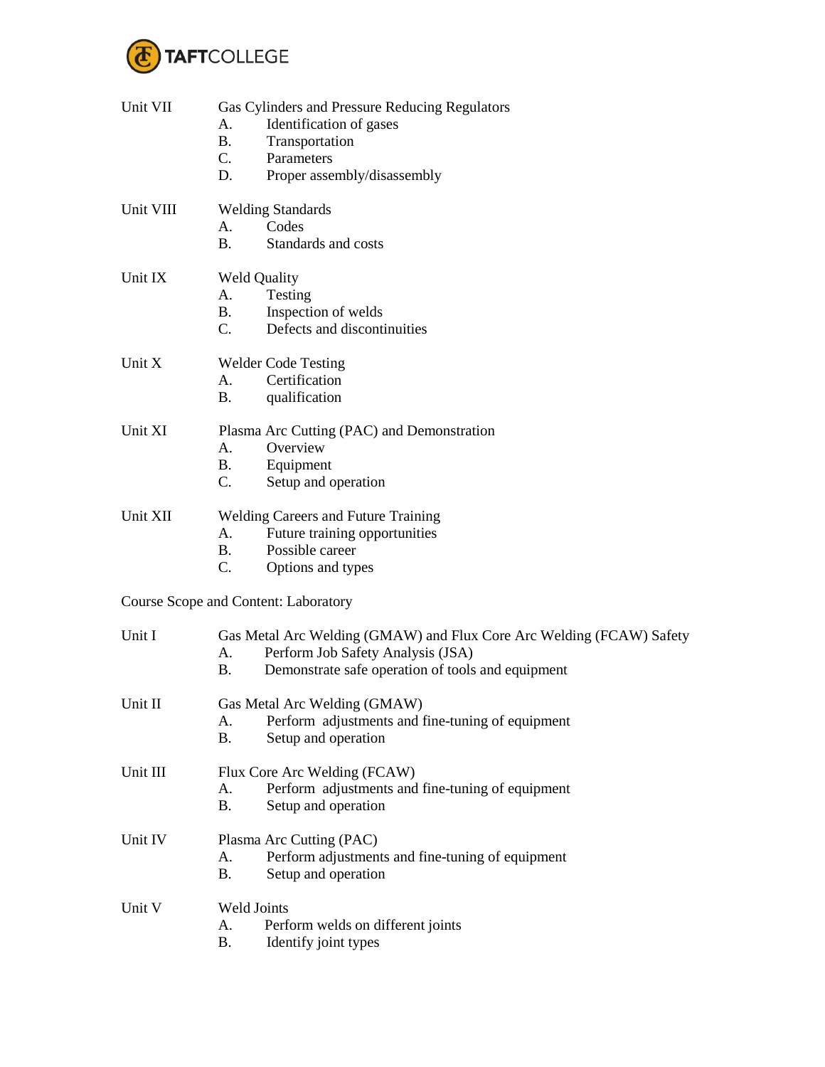Unit VII Gas Cylinders and Pressure Reducing Regulators
  A. Identification of gases
  B. Transportation
  C. Parameters
  D. Proper assembly/disassembly

Unit VIII Welding Standards
  A. Codes
  B. Standards and costs

Unit IX Weld Quality
  A. Testing
  B. Inspection of welds
  C. Defects and discontinuities

Unit X Welder Code Testing
  A. Certification
  B. qualification

Unit XI Plasma Arc Cutting (PAC) and Demonstration
  A. Overview
  B. Equipment
  C. Setup and operation

Unit XII Welding Careers and Future Training
  A. Future training opportunities
  B. Possible career
  C. Options and types

Course Scope and Content: Laboratory

Unit I Gas Metal Arc Welding (GMAW) and Flux Core Arc Welding (FCAW) Safety
  A. Perform Job Safety Analysis (JSA)
  B. Demonstrate safe operation of tools and equipment

Unit II Gas Metal Arc Welding (GMAW)
  A. Perform adjustments and fine-tuning of equipment
  B. Setup and operation

Unit III Flux Core Arc Welding (FCAW)
  A. Perform adjustments and fine-tuning of equipment
  B. Setup and operation

Unit IV Plasma Arc Cutting (PAC)
  A. Perform adjustments and fine-tuning of equipment
  B. Setup and operation

Unit V Weld Joints
  A. Perform welds on different joints
  B. Identify joint types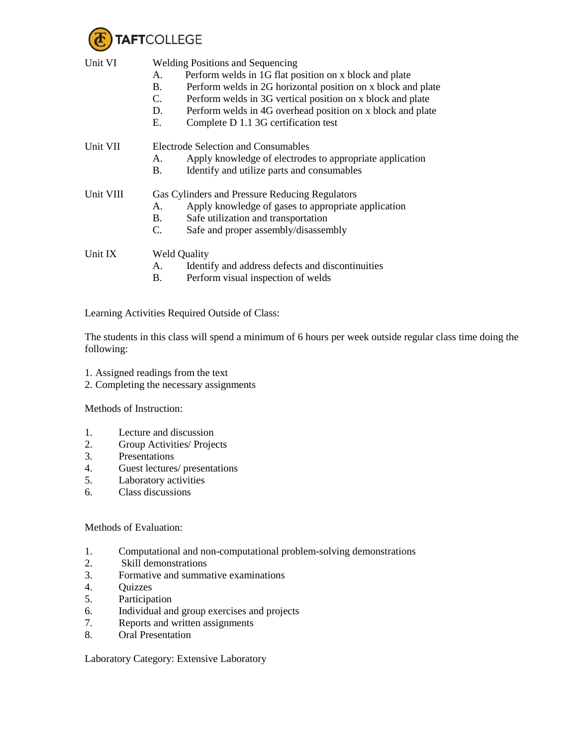Unit VI Welding Positions and Sequencing

A. Perform welds in 1G flat position on x block and plate
B. Perform welds in 2G horizontal position on x block and plate
C. Perform welds in 3G vertical position on x block and plate
D. Perform welds in 4G overhead position on x block and plate
E. Complete D 1.1 3G certification test

Unit VII Electrode Selection and Consumables

A. Apply knowledge of electrodes to appropriate application
B. Identify and utilize parts and consumables

Unit VIII Gas Cylinders and Pressure Reducing Regulators

A. Apply knowledge of gases to appropriate application
B. Safe utilization and transportation
C. Safe and proper assembly/disassembly

Unit IX Weld Quality

A. Identify and address defects and discontinuities
B. Perform visual inspection of welds

Learning Activities Required Outside of Class:

The students in this class will spend a minimum of 6 hours per week outside regular class time doing the following:

1. Assigned readings from the text
2. Completing the necessary assignments

Methods of Instruction:

1. Lecture and discussion
2. Group Activities/ Projects
3. Presentations
4. Guest lectures/ presentations
5. Laboratory activities
6. Class discussions

Methods of Evaluation:

1. Computational and non-computational problem-solving demonstrations
2. Skill demonstrations
3. Formative and summative examinations
4. Quizzes
5. Participation
6. Individual and group exercises and projects
7. Reports and written assignments
8. Oral Presentation

Laboratory Category: Extensive Laboratory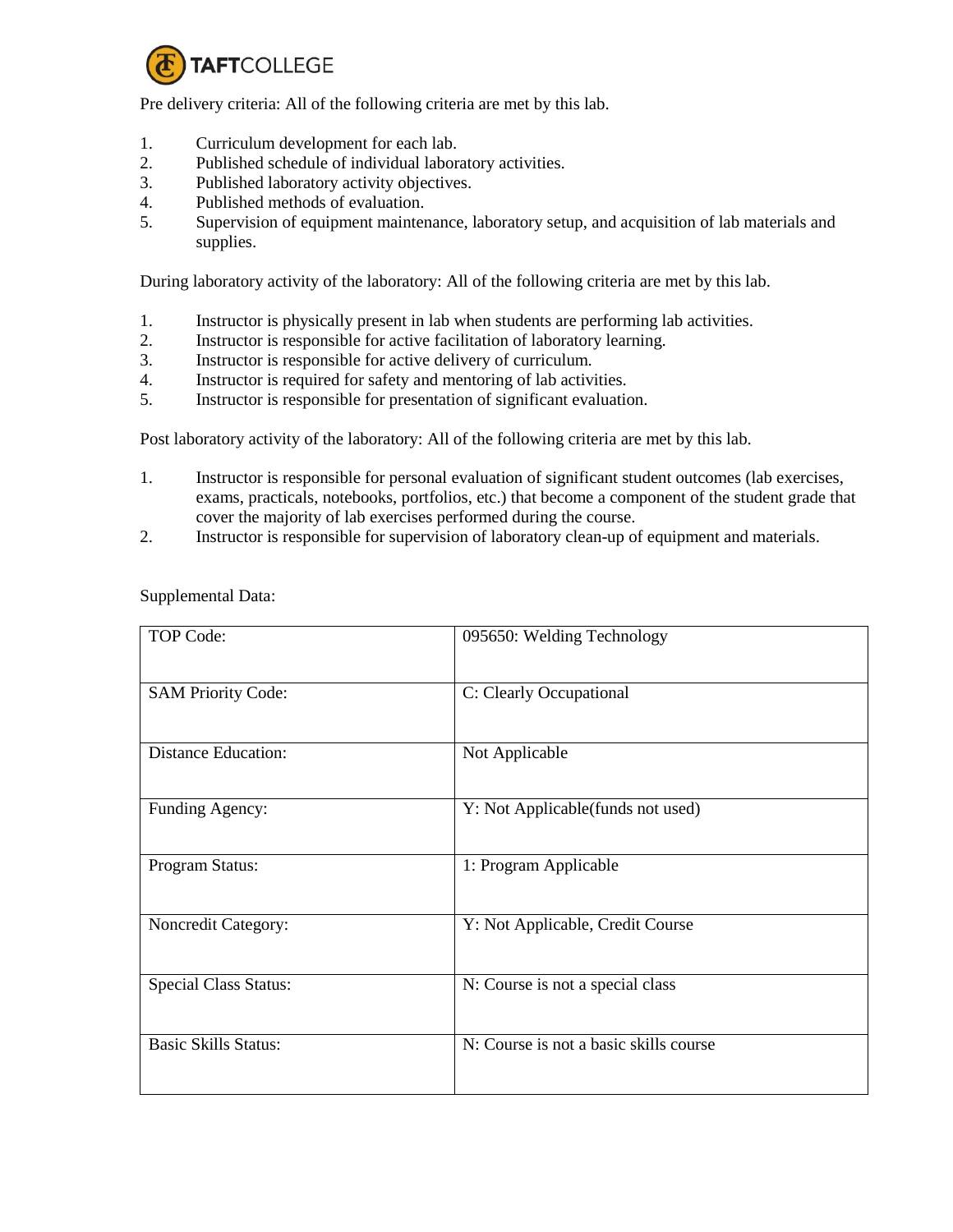Pre delivery criteria: All of the following criteria are met by this lab.

1. Curriculum development for each lab.
2. Published schedule of individual laboratory activities.
3. Published laboratory activity objectives.
4. Published methods of evaluation.
5. Supervision of equipment maintenance, laboratory setup, and acquisition of lab materials and supplies.

During laboratory activity of the laboratory: All of the following criteria are met by this lab.

1. Instructor is physically present in lab when students are performing lab activities.
2. Instructor is responsible for active facilitation of laboratory learning.
3. Instructor is responsible for active delivery of curriculum.
4. Instructor is required for safety and mentoring of lab activities.
5. Instructor is responsible for presentation of significant evaluation.

Post laboratory activity of the laboratory: All of the following criteria are met by this lab.

1. Instructor is responsible for personal evaluation of significant student outcomes (lab exercises, exams, practicals, notebooks, portfolios, etc.) that become a component of the student grade that cover the majority of lab exercises performed during the course.
2. Instructor is responsible for supervision of laboratory clean-up of equipment and materials.

Supplemental Data:

| | |
|---|---|
| TOP Code: | 095650: Welding Technology |
| SAM Priority Code: | C: Clearly Occupational |
| Distance Education: | Not Applicable |
| Funding Agency: | Y: Not Applicable(funds not used) |
| Program Status: | 1: Program Applicable |
| Noncredit Category: | Y: Not Applicable, Credit Course |
| Special Class Status: | N: Course is not a special class |
| Basic Skills Status: | N: Course is not a basic skills course |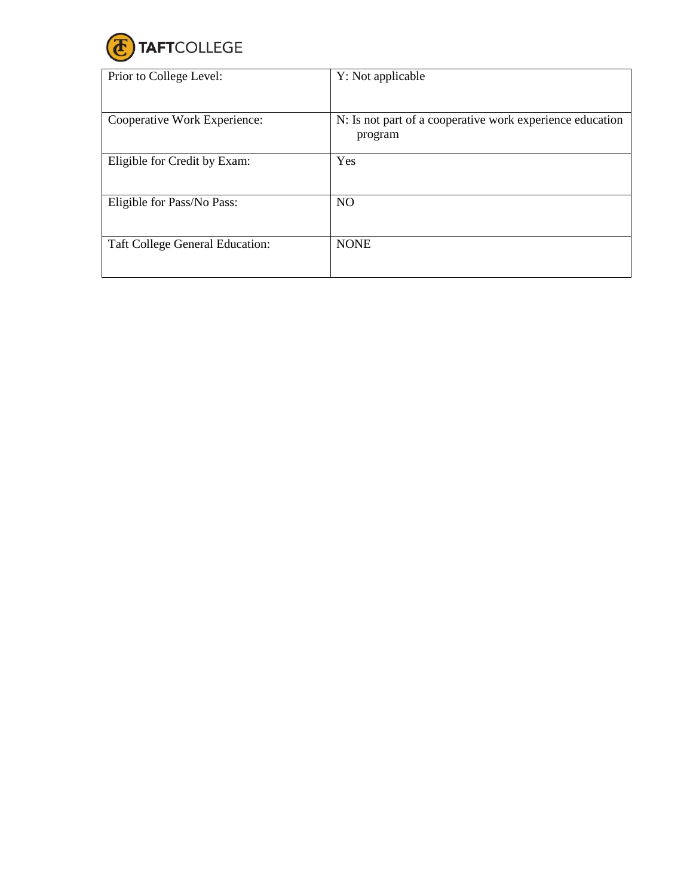| | |
|---|---|
| Prior to College Level: | Y: Not applicable |
| Cooperative Work Experience: | N: Is not part of a cooperative work experience education program |
| Eligible for Credit by Exam: | Yes |
| Eligible for Pass/No Pass: | NO |
| Taft College General Education: | NONE |